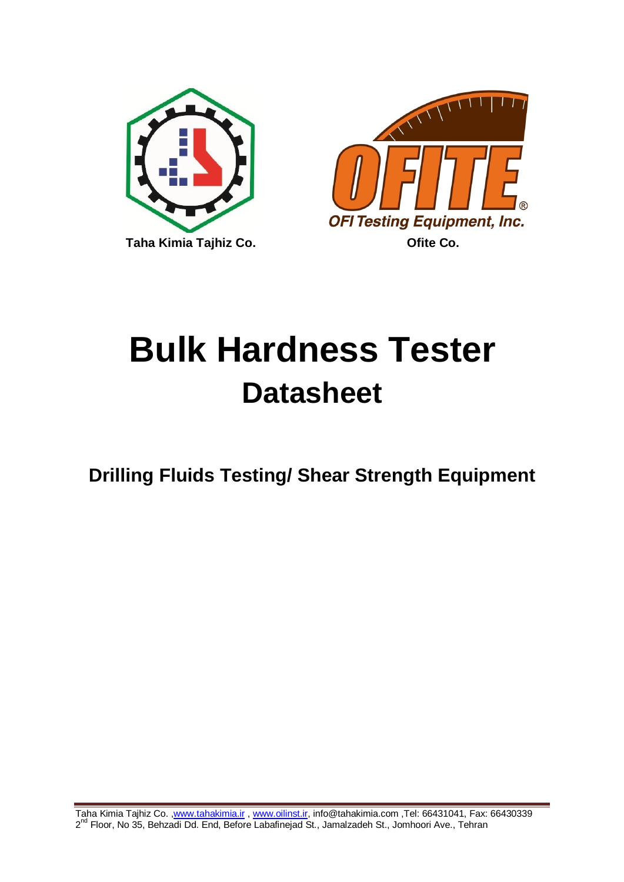Taha Kimia Tajhiz Co.

OFITE
OFI Testing Equipment, Inc.

Ofite Co.

# Bulk Hardness Tester

## Datasheet

### Drilling Fluids Testing/ Shear Strength Equipment

Taha Kimia Tajhiz Co. ,www.tahakimia.ir , www.oilinst.ir, info@tahakimia.com ,Tel: 66431041, Fax: 66430339
2nd Floor, No 35, Behzadi Dd. End, Before Labafinejad St., Jamalzadeh St., Jomhoori Ave., Tehran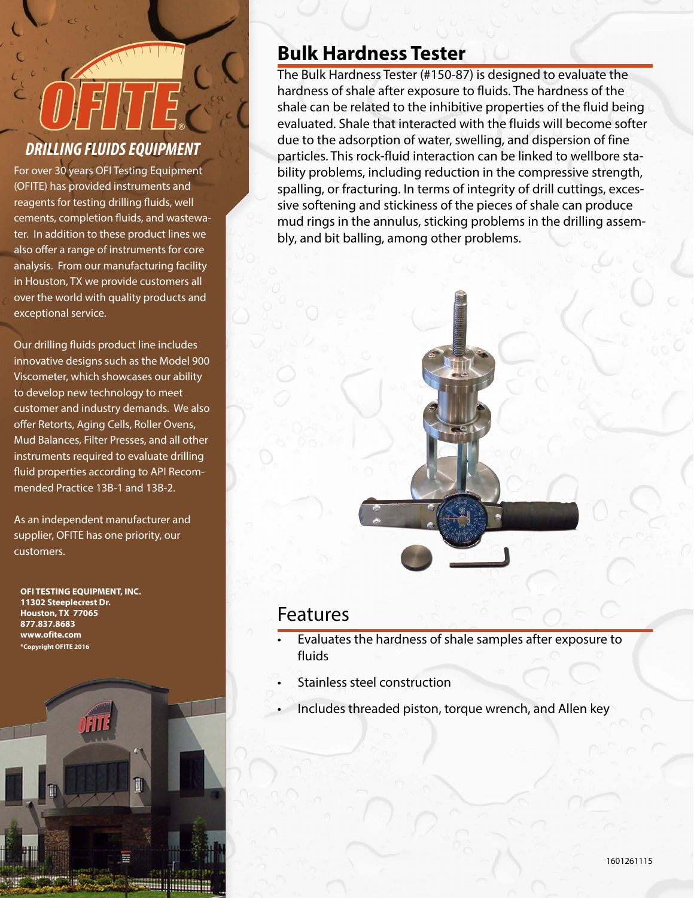OFITE®

*DRILLING FLUIDS EQUIPMENT*

For over 30 years OFI Testing Equipment (OFITE) has provided instruments and reagents for testing drilling fluids, well cements, completion fluids, and wastewater. In addition to these product lines we also offer a range of instruments for core analysis. From our manufacturing facility in Houston, TX we provide customers all over the world with quality products and exceptional service.

Our drilling fluids product line includes innovative designs such as the Model 900 Viscometer, which showcases our ability to develop new technology to meet customer and industry demands. We also offer Retorts, Aging Cells, Roller Ovens, Mud Balances, Filter Presses, and all other instruments required to evaluate drilling fluid properties according to API Recommended Practice 13B-1 and 13B-2.

As an independent manufacturer and supplier, OFITE has one priority, our customers.

**OFI TESTING EQUIPMENT, INC.**
**11302 Steeplecrest Dr.**
**Houston, TX 77065**
**877.837.8683**
**www.ofite.com**
**\*Copyright OFITE 2016**

# Bulk Hardness Tester

The Bulk Hardness Tester (#150-87) is designed to evaluate the hardness of shale after exposure to fluids. The hardness of the shale can be related to the inhibitive properties of the fluid being evaluated. Shale that interacted with the fluids will become softer due to the adsorption of water, swelling, and dispersion of fine particles. This rock-fluid interaction can be linked to wellbore stability problems, including reduction in the compressive strength, spalling, or fracturing. In terms of integrity of drill cuttings, excessive softening and stickiness of the pieces of shale can produce mud rings in the annulus, sticking problems in the drilling assembly, and bit balling, among other problems.

## Features

- Evaluates the hardness of shale samples after exposure to fluids
- Stainless steel construction
- Includes threaded piston, torque wrench, and Allen key

1601261115